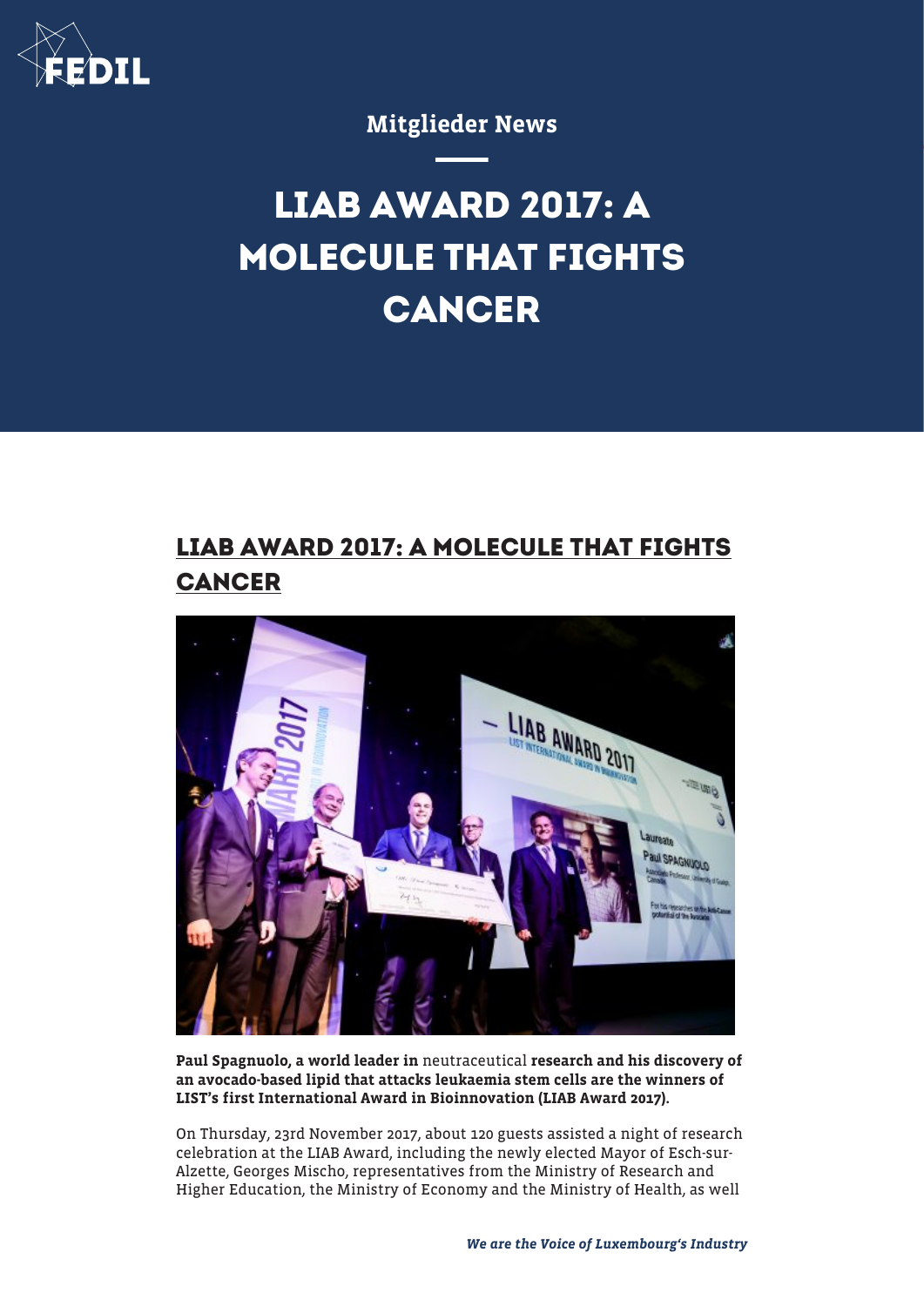Mitglieder News

# LIAB AWARD 2017: A MOLECULE THAT FIGHTS CANCER

## LIAB AWARD 2017: A MOLECULE THAT FIGHTS CANCER

**Paul Spagnuolo, a world leader in** neutraceutical **research and his discovery of an avocado-based lipid that attacks leukaemia stem cells are the winners of LIST's first International Award in Bioinnovation (LIAB Award 2017).**

On Thursday, 23rd November 2017, about 120 guests assisted a night of research celebration at the LIAB Award, including the newly elected Mayor of Esch-sur-Alzette, Georges Mischo, representatives from the Ministry of Research and Higher Education, the Ministry of Economy and the Ministry of Health, as well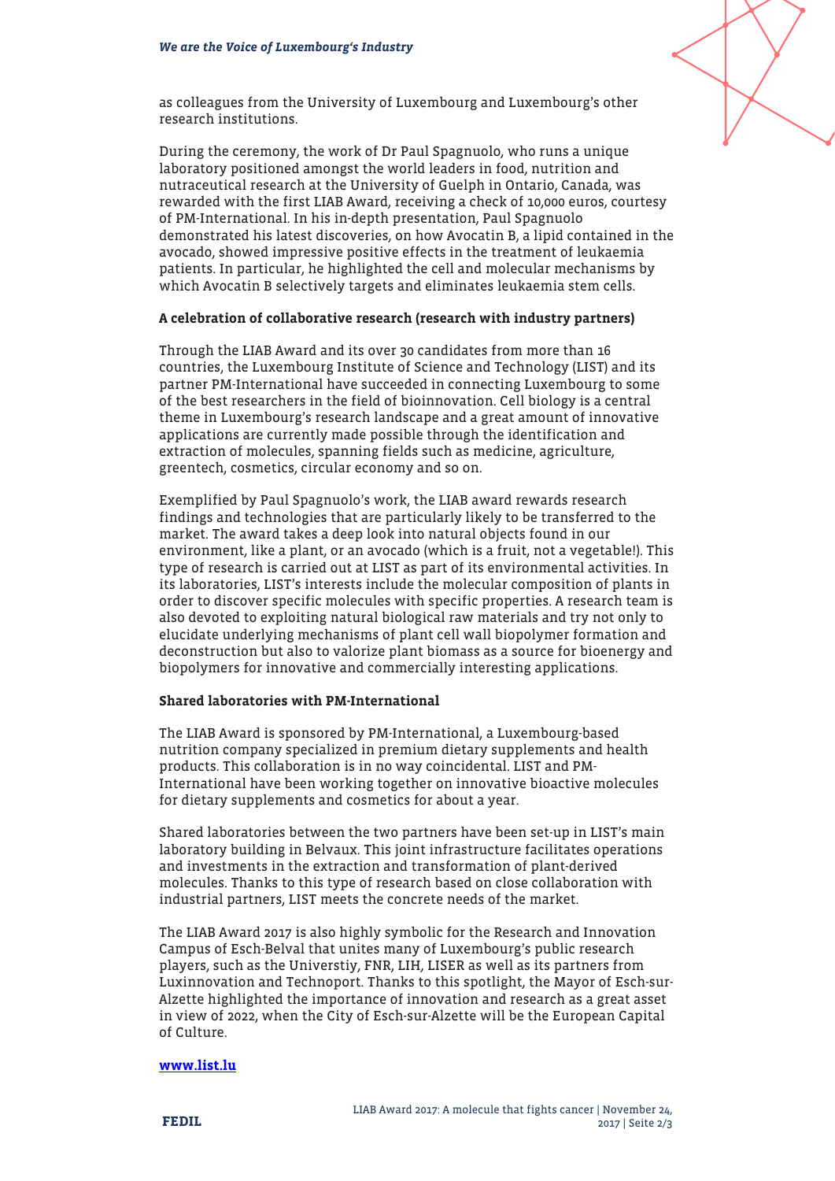as colleagues from the University of Luxembourg and Luxembourg's other research institutions.

During the ceremony, the work of Dr Paul Spagnuolo, who runs a unique laboratory positioned amongst the world leaders in food, nutrition and nutraceutical research at the University of Guelph in Ontario, Canada, was rewarded with the first LIAB Award, receiving a check of 10,000 euros, courtesy of PM-International. In his in-depth presentation, Paul Spagnuolo demonstrated his latest discoveries, on how Avocatin B, a lipid contained in the avocado, showed impressive positive effects in the treatment of leukaemia patients. In particular, he highlighted the cell and molecular mechanisms by which Avocatin B selectively targets and eliminates leukaemia stem cells.

**A celebration of collaborative research (research with industry partners)**

Through the LIAB Award and its over 30 candidates from more than 16 countries, the Luxembourg Institute of Science and Technology (LIST) and its partner PM-International have succeeded in connecting Luxembourg to some of the best researchers in the field of bioinnovation. Cell biology is a central theme in Luxembourg's research landscape and a great amount of innovative applications are currently made possible through the identification and extraction of molecules, spanning fields such as medicine, agriculture, greentech, cosmetics, circular economy and so on.

Exemplified by Paul Spagnuolo's work, the LIAB award rewards research findings and technologies that are particularly likely to be transferred to the market. The award takes a deep look into natural objects found in our environment, like a plant, or an avocado (which is a fruit, not a vegetable!). This type of research is carried out at LIST as part of its environmental activities. In its laboratories, LIST's interests include the molecular composition of plants in order to discover specific molecules with specific properties. A research team is also devoted to exploiting natural biological raw materials and try not only to elucidate underlying mechanisms of plant cell wall biopolymer formation and deconstruction but also to valorize plant biomass as a source for bioenergy and biopolymers for innovative and commercially interesting applications.

**Shared laboratories with PM-International**

The LIAB Award is sponsored by PM-International, a Luxembourg-based nutrition company specialized in premium dietary supplements and health products. This collaboration is in no way coincidental. LIST and PM-International have been working together on innovative bioactive molecules for dietary supplements and cosmetics for about a year.

Shared laboratories between the two partners have been set-up in LIST's main laboratory building in Belvaux. This joint infrastructure facilitates operations and investments in the extraction and transformation of plant-derived molecules. Thanks to this type of research based on close collaboration with industrial partners, LIST meets the concrete needs of the market.

The LIAB Award 2017 is also highly symbolic for the Research and Innovation Campus of Esch-Belval that unites many of Luxembourg's public research players, such as the Universtiy, FNR, LIH, LISER as well as its partners from Luxinnovation and Technoport. Thanks to this spotlight, the Mayor of Esch-sur-Alzette highlighted the importance of innovation and research as a great asset in view of 2022, when the City of Esch-sur-Alzette will be the European Capital of Culture.

**www.list.lu**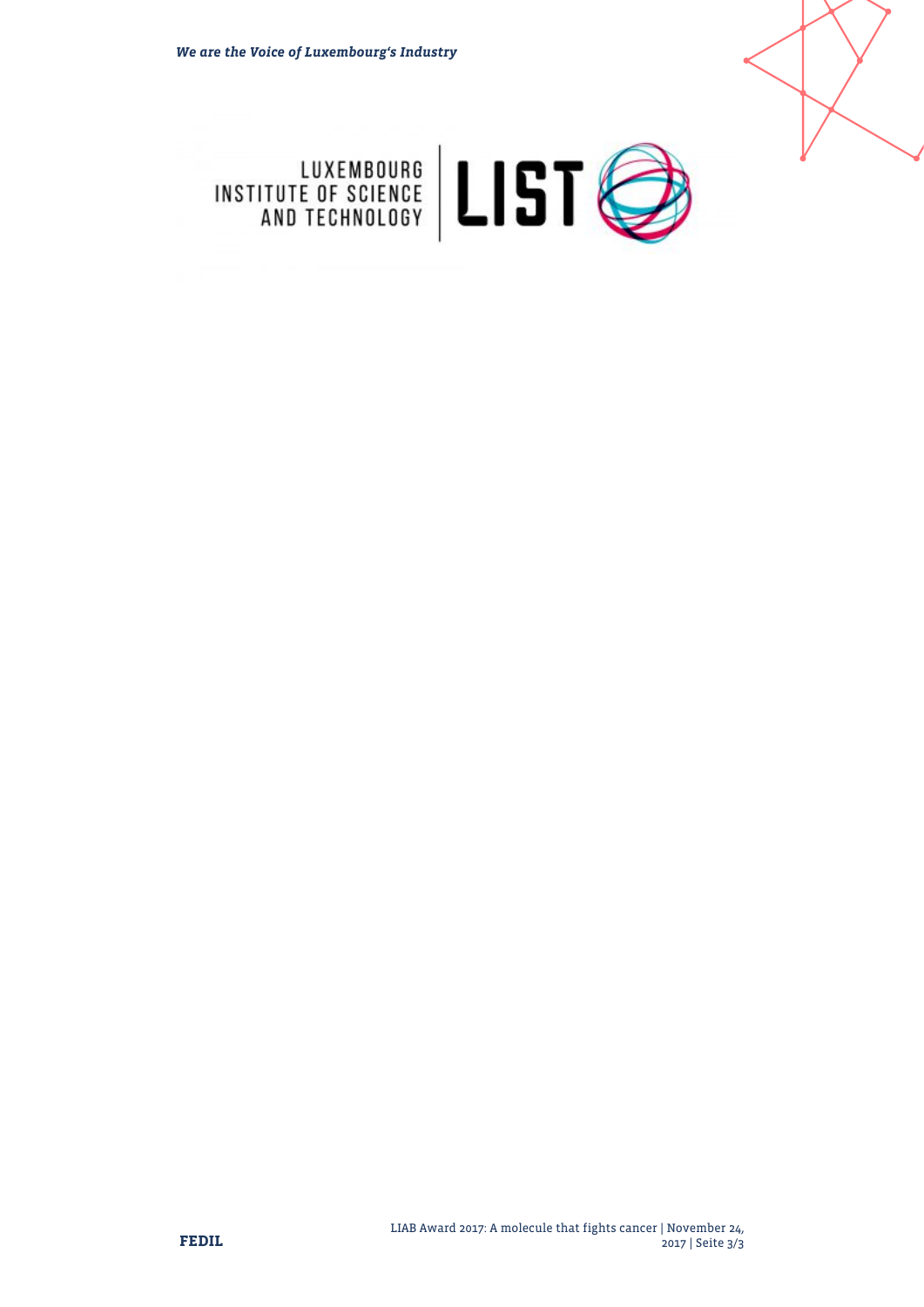LUXEMBOURG
INSTITUTE OF SCIENCE
AND TECHNOLOGY

LIST